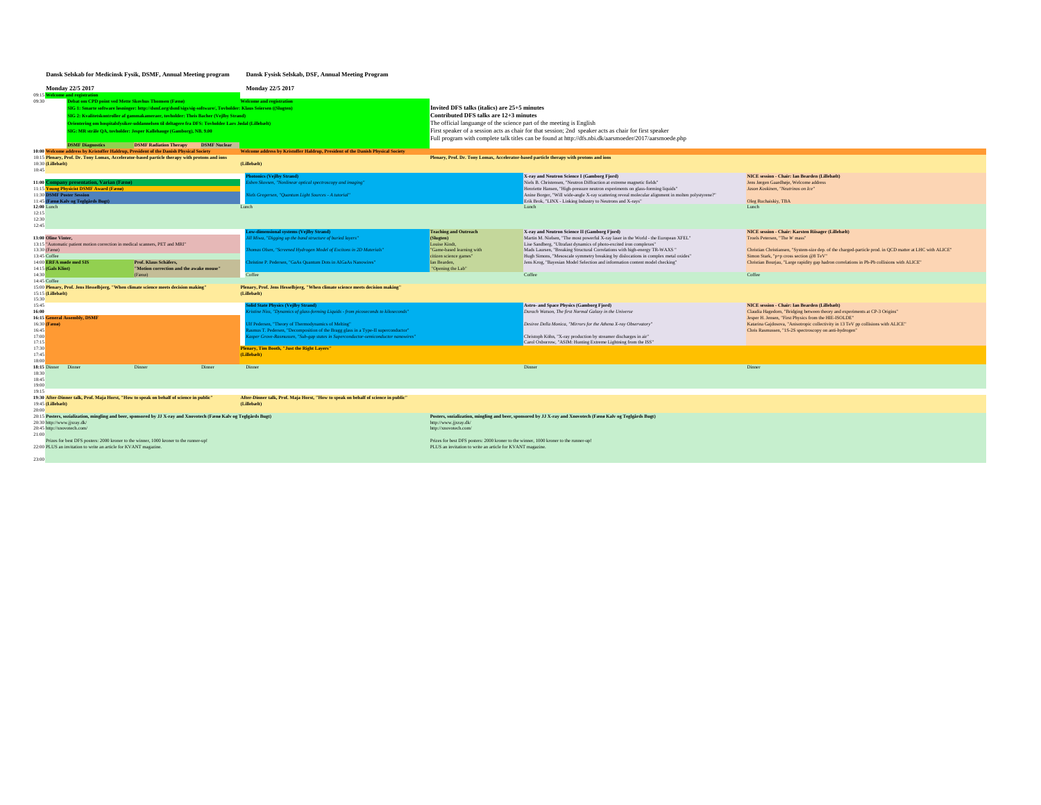**Dansk Selskab for Medicinsk Fysik, DSMF, Annual Meeting program**

**Dansk Fysisk Selskab, DSF, Annual Meeting Program**

**Invited DFS talks (italics) are 25+5 minutes**
**Contributed DFS talks are 12+3 minutes**
The official languange of the science part of the meeting is English
First speaker of a session acts as chair for that session; 2nd speaker acts as chair for first speaker
Full program with complete talk titles can be found at http://dfs.nbi.dk/aarsmoeder/2017/aarsmoede.php

## Monday 22/5 2017

### DSMF

| Time | DSMF |
|---|---|
| 09:15 | **Welcome and registration** |
| 09:30 | **Debat om CPD point ved Mette Skovhus Thomsen (Fænø)** |
| | **SIG 1: Smarte software løsninger:** http://dsmf.org/dsmf/sigs/sig-software/, **Tovholder: Klaus Seiersen ((Slugten)** |
| | **SIG 2: Kvalitetskontroller af gammakameraer, tovholder: Theis Bacher (Vejlby Strand)** |
| | **Orientering om hospitalsfysiker-uddannelsen til deltagere fra DFS: Tovholder Lars Jødal (Lillebælt)** |
| | **SIG: MR stråle QA, tovholder: Jesper Kallehauge (Gamborg), NB. 9.00** |
| | **DSMF Diagnostics** / **DSMF Radiation Therapy** / **DSMF Nuclear** |
| 10:00 | **Welcome address by Kristoffer Haldrup, President of the Danish Physical Society** |
| 10:15 | **Plenary, Prof. Dr. Tony Lomax, Accelerator-based particle therapy with protons and ions** |
| 10:30 | **(Lillebælt)** |
| 10:45 | |
| 11:00 | **Company presentation, Varian (Fænø)** |
| 11:15 | **Young Physicist DSMF Award (Fænø)** |
| 11:30 | **DSMF Poster Session** |
| 11:45 | **(Fænø Kalv og Teglgårds Bugt)** |
| 12:00 | Lunch |
| 12:15 | |
| 12:30 | |
| 12:45 | |
| 13:00 | **Oline Vinter,** |
| 13:15 | "Automatic patient motion correction in medical scanners, PET and MRI" |
| 13:30 | (Fænø) |
| 13:45 | Coffee |
| 14:00 | **ERFA møde med SIS** / **Prof. Klaus Schäfers,** |
| 14:15 | **(Gals Klint)** / **"Motion correction and the awake mouse"** |
| 14:30 | (Fænø) |
| 14:45 | Coffee |
| 15:00 | **Plenary, Prof. Jens Hesselbjerg, "When climate science meets decision making"** |
| 15:15 | **(Lillebælt)** |
| 15:30 | |
| 15:45 | |
| 16:00 | |
| 16:15 | **General Assembly, DSMF** |
| 16:30 | **(Fænø)** |
| 16:45–18:00 | |
| 18:15 | Dinner / Dinner / Dinner / Dinner |
| 18:30–19:15 | |
| 19:30 | **After-Dinner talk, Prof. Maja Horst, "How to speak on behalf of science in public"** |
| 19:45 | **(Lillebælt)** |
| 20:00 | |
| 20:15 | **Posters, sozialization, mingling and beer, sponsored by JJ X-ray and Xnovotech (Fænø Kalv og Teglgårds Bugt)** |
| 20:30 | http://www.jjxray.dk/ |
| 20:45 | http://xnovotech.com/ |
| 21:00 | Prizes for best DFS posters: 2000 kroner to the winner, 1000 kroner to the runner-up! |
| 22:00 | PLUS an invitation to write an article for KVANT magazine. |
| 23:00 | |

### DFS

**Welcome and registration**

**Welcome address by Kristoffer Haldrup, President of the Danish Physical Society**

**Plenary, Prof. Dr. Tony Lomax, Accelerator-based particle therapy with protons and ions (Lillebælt)**

| Photonics (Vejlby Strand) | | X-ray and Neutron Science I (Gamborg Fjord) | NICE session - Chair: Ian Bearden (Lillebælt) |
|---|---|---|---|
| *Esben Skovsen, "Nonlinear optical spectroscopy and imaging"* | | Niels B. Christensen, "Neutron Diffraction at extreme magnetic fields" | Jens Jørgen Gaardhøje, Welcome address |
| | | Henriette Hansen, "High-pressure neutron experiments on glass-forming liquids" | *Jason Koskinen, "Neutrinos on Ice"* |
| *Niels Gregersen, "Quantum Light Sources - A tutorial"* | | Anine Borger, "Will wide-angle X-ray scattering reveal molecular alignment in molten polystyrene?" | |
| | | Erik Brok, "LINX - Linking Industry to Neutrons and X-rays" | Oleg Rachaiskiy, TBA |
| Lunch | | Lunch | Lunch |

| Low-dimensional systems (Vejlby Strand) | Teaching and Outreach (Slugten) | X-ray and Neutron Science II (Gamborg Fjord) | NICE session - Chair: Karsten Riisager (Lillebælt) |
|---|---|---|---|
| *Jill Miwa, "Digging up the band structure of buried layers"* | Louise Kindt, "Game-based learning with citizen science games" | Martin M. Nielsen, "The most powerful X-ray laser in the World - the European XFEL" | Troels Petersen, "The W mass" |
| *Thomas Olsen, "Screened Hydrogen Model of Excitons in 2D Materials"* | | Lise Sandberg, "Ultrafast dynamics of photo-excited iron complexes" | |
| | | Mads Laursen, "Breaking Structural Correlations with high-energy TR-WAXS" | Christian Christiansen, "System-size dep. of the charged-particle prod. in QCD matter at LHC with ALICE" |
| Christine P. Pedersen, "GaAs Quantum Dots in AlGaAs Nanowires" | Ian Bearden, "Opening the Lab" | Hugh Simons, "Mesoscale symmetry breaking by dislocations in complex metal oxides" | Simon Stark, "p+p cross section @8 TeV" |
| | | Jens Krog, "Bayesian Model Selection and information content model checking" | Christian Bourjau, "Large rapidity gap hadron correlations in Pb-Pb collisions with ALICE" |
| Coffee | | Coffee | Coffee |

**Plenary, Prof. Jens Hesselbjerg, "When climate science meets decision making" (Lillebælt)**

| Solid State Physics (Vejlby Strand) | Astro- and Space Physics (Gamborg Fjord) | NICE session - Chair: Ian Bearden (Lillebælt) |
|---|---|---|
| *Kristine Niss, "Dynamics of glass-forming Liquids - from picoseconds to kiloseconds"* | *Darach Watson, The first Normal Galaxy in the Universe* | Claudia Hagedorn, "Bridging between theory and experiments at CP-3 Origins" |
| | | Jesper H. Jensen, "First Physics from the HIE-ISOLDE" |
| Ulf Pedersen, "Theory of Thermodynamics of Melting" | *Desiree Della Monica, "Mirrors for the Athena X-ray Observatory"* | Katarina Gajdosova, "Anisotropic collectivity in 13 TeV pp collisions with ALICE" |
| Rasmus T. Pedersen, "Decomposition of the Bragg glass in a Type-II superconductor" | | Chris Rasmussen, "1S-2S spectroscopy on anti-hydrogen" |
| *Kasper Grove-Rasmussen, "Sub-gap states in Superconductor-semiconductor nanowires"* | Christoph Köhn, "X-ray production by streamer discharges in air" | |
| | Carol Oxborrow, "ASIM: Hunting Extreme Lightning from the ISS" | |

**Plenary, Tim Booth, " Just the Right Layers" (Lillebælt)**

Dinner / Dinner / Dinner

**After-Dinner talk, Prof. Maja Horst, "How to speak on behalf of science in public" (Lillebælt)**

**Posters, sozialization, mingling and beer, sponsored by JJ X-ray and Xnovotech (Fænø Kalv og Teglgårds Bugt)**
http://www.jjxray.dk/
http://xnovotech.com/

Prizes for best DFS posters: 2000 kroner to the winner, 1000 kroner to the runner-up!
PLUS an invitation to write an article for KVANT magazine.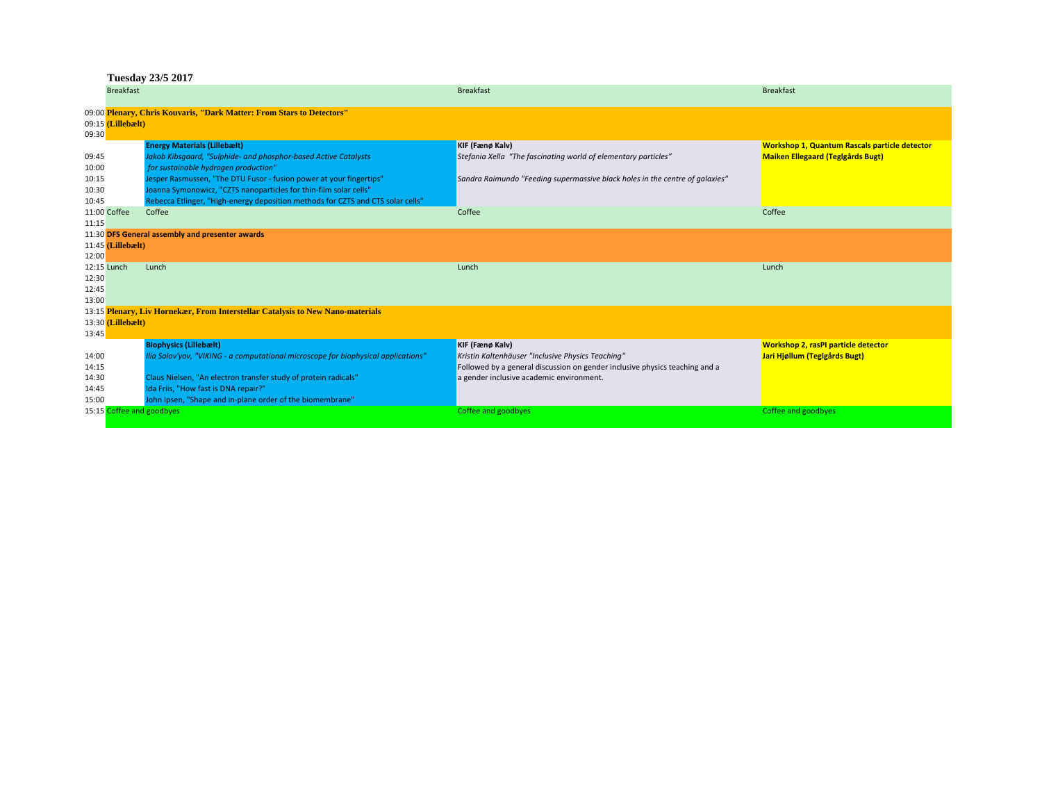**Tuesday 23/5 2017**

| | | | | |
|---|---|---|---|---|
| | Breakfast | | Breakfast | Breakfast |
| 09:00 | **Plenary, Chris Kouvaris, "Dark Matter: From Stars to Detectors"** | | | |
| 09:15 | **(Lillebælt)** | | | |
| 09:30 | | | | |
| | | **Energy Materials (Lillebælt)** | **KIF (Fænø Kalv)** | **Workshop 1, Quantum Rascals particle detector** |
| 09:45 | | *Jakob Kibsgaard, "Sulphide- and phosphor-based Active Catalysts* | *Stefania Xella "The fascinating world of elementary particles"* | **Maiken Ellegaard (Teglgårds Bugt)** |
| 10:00 | | *for sustainable hydrogen production"* | | |
| 10:15 | | Jesper Rasmussen, "The DTU Fusor - fusion power at your fingertips" | *Sandra Raimundo "Feeding supermassive black holes in the centre of galaxies"* | |
| 10:30 | | Joanna Symonowicz, "CZTS nanoparticles for thin-film solar cells" | | |
| 10:45 | | Rebecca Etlinger, "High-energy deposition methods for CZTS and CTS solar cells" | | |
| 11:00 | Coffee | Coffee | Coffee | Coffee |
| 11:15 | | | | |
| 11:30 | **DFS General assembly and presenter awards** | | | |
| 11:45 | **(Lillebælt)** | | | |
| 12:00 | | | | |
| 12:15 | Lunch | Lunch | Lunch | Lunch |
| 12:30 | | | | |
| 12:45 | | | | |
| 13:00 | | | | |
| 13:15 | **Plenary, Liv Hornekær, From Interstellar Catalysis to New Nano-materials** | | | |
| 13:30 | **(Lillebælt)** | | | |
| 13:45 | | | | |
| | | **Biophysics (Lillebælt)** | **KIF (Fænø Kalv)** | **Workshop 2, rasPI particle detector** |
| 14:00 | | *Ilia Solov'yov, "VIKING - a computational microscope for biophysical applications"* | *Kristin Kaltenhäuser "Inclusive Physics Teaching"* | **Jari Hjøllum (Teglgårds Bugt)** |
| 14:15 | | | Followed by a general discussion on gender inclusive physics teaching and a | |
| 14:30 | | Claus Nielsen, "An electron transfer study of protein radicals" | a gender inclusive academic environment. | |
| 14:45 | | Ida Friis, "How fast is DNA repair?" | | |
| 15:00 | | John Ipsen, "Shape and in-plane order of the biomembrane" | | |
| 15:15 | Coffee and goodbyes | | Coffee and goodbyes | Coffee and goodbyes |